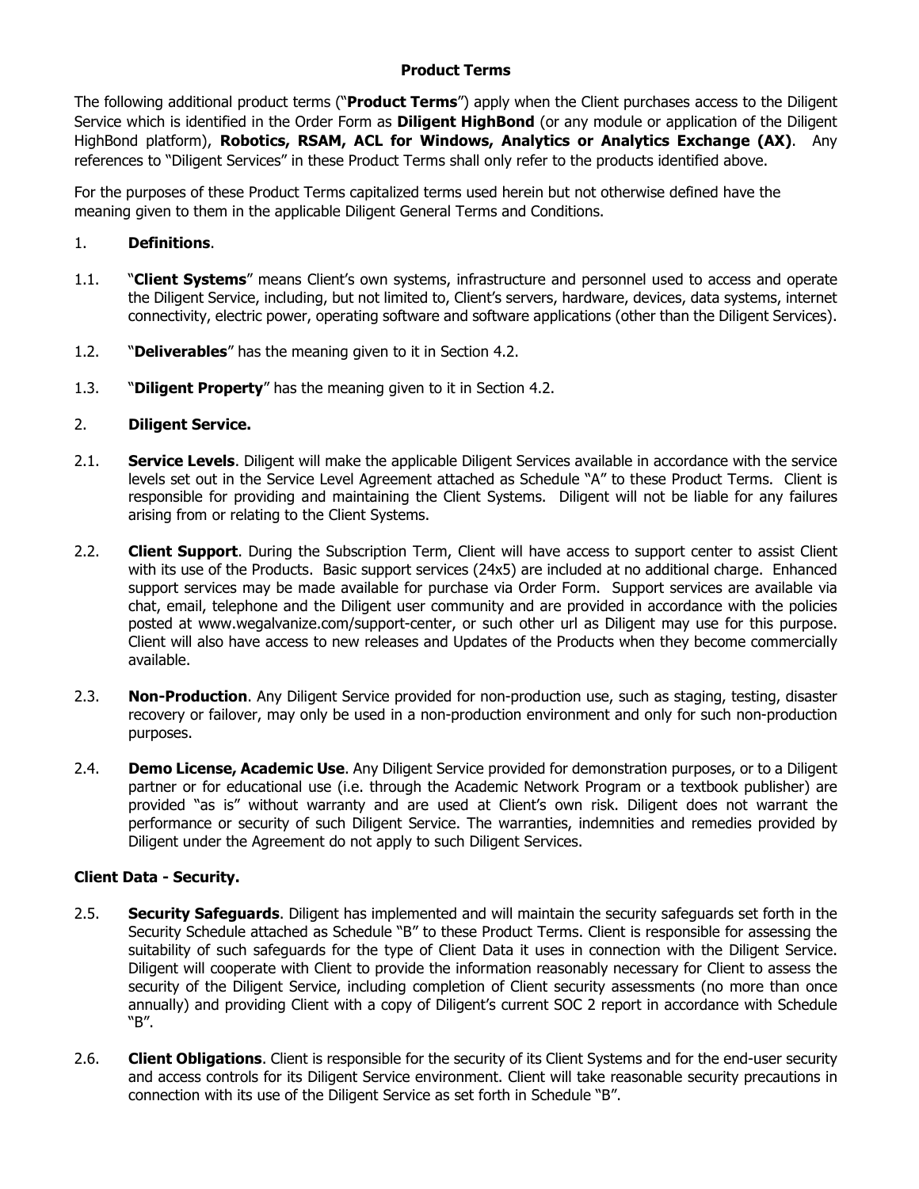# Product Terms

The following additional product terms ("**Product Terms**") apply when the Client purchases access to the Diligent Service which is identified in the Order Form as **Diligent HighBond** (or any module or application of the Diligent HighBond platform), **Robotics, RSAM, ACL for Windows, Analytics or Analytics Exchange (AX)**. Any references to "Diligent Services" in these Product Terms shall only refer to the products identified above.

For the purposes of these Product Terms capitalized terms used herein but not otherwise defined have the meaning given to them in the applicable Diligent General Terms and Conditions.

1. **Definitions**.

1.1. "**Client Systems**" means Client's own systems, infrastructure and personnel used to access and operate the Diligent Service, including, but not limited to, Client's servers, hardware, devices, data systems, internet connectivity, electric power, operating software and software applications (other than the Diligent Services).

1.2. "**Deliverables**" has the meaning given to it in Section 4.2.

1.3. "**Diligent Property**" has the meaning given to it in Section 4.2.

2. **Diligent Service.**

2.1. **Service Levels**. Diligent will make the applicable Diligent Services available in accordance with the service levels set out in the Service Level Agreement attached as Schedule "A" to these Product Terms. Client is responsible for providing and maintaining the Client Systems. Diligent will not be liable for any failures arising from or relating to the Client Systems.

2.2. **Client Support**. During the Subscription Term, Client will have access to support center to assist Client with its use of the Products. Basic support services (24x5) are included at no additional charge. Enhanced support services may be made available for purchase via Order Form. Support services are available via chat, email, telephone and the Diligent user community and are provided in accordance with the policies posted at www.wegalvanize.com/support-center, or such other url as Diligent may use for this purpose. Client will also have access to new releases and Updates of the Products when they become commercially available.

2.3. **Non-Production**. Any Diligent Service provided for non-production use, such as staging, testing, disaster recovery or failover, may only be used in a non-production environment and only for such non-production purposes.

2.4. **Demo License, Academic Use**. Any Diligent Service provided for demonstration purposes, or to a Diligent partner or for educational use (i.e. through the Academic Network Program or a textbook publisher) are provided "as is" without warranty and are used at Client's own risk. Diligent does not warrant the performance or security of such Diligent Service. The warranties, indemnities and remedies provided by Diligent under the Agreement do not apply to such Diligent Services.

**Client Data - Security.**

2.5. **Security Safeguards**. Diligent has implemented and will maintain the security safeguards set forth in the Security Schedule attached as Schedule "B" to these Product Terms. Client is responsible for assessing the suitability of such safeguards for the type of Client Data it uses in connection with the Diligent Service. Diligent will cooperate with Client to provide the information reasonably necessary for Client to assess the security of the Diligent Service, including completion of Client security assessments (no more than once annually) and providing Client with a copy of Diligent's current SOC 2 report in accordance with Schedule "B".

2.6. **Client Obligations**. Client is responsible for the security of its Client Systems and for the end-user security and access controls for its Diligent Service environment. Client will take reasonable security precautions in connection with its use of the Diligent Service as set forth in Schedule "B".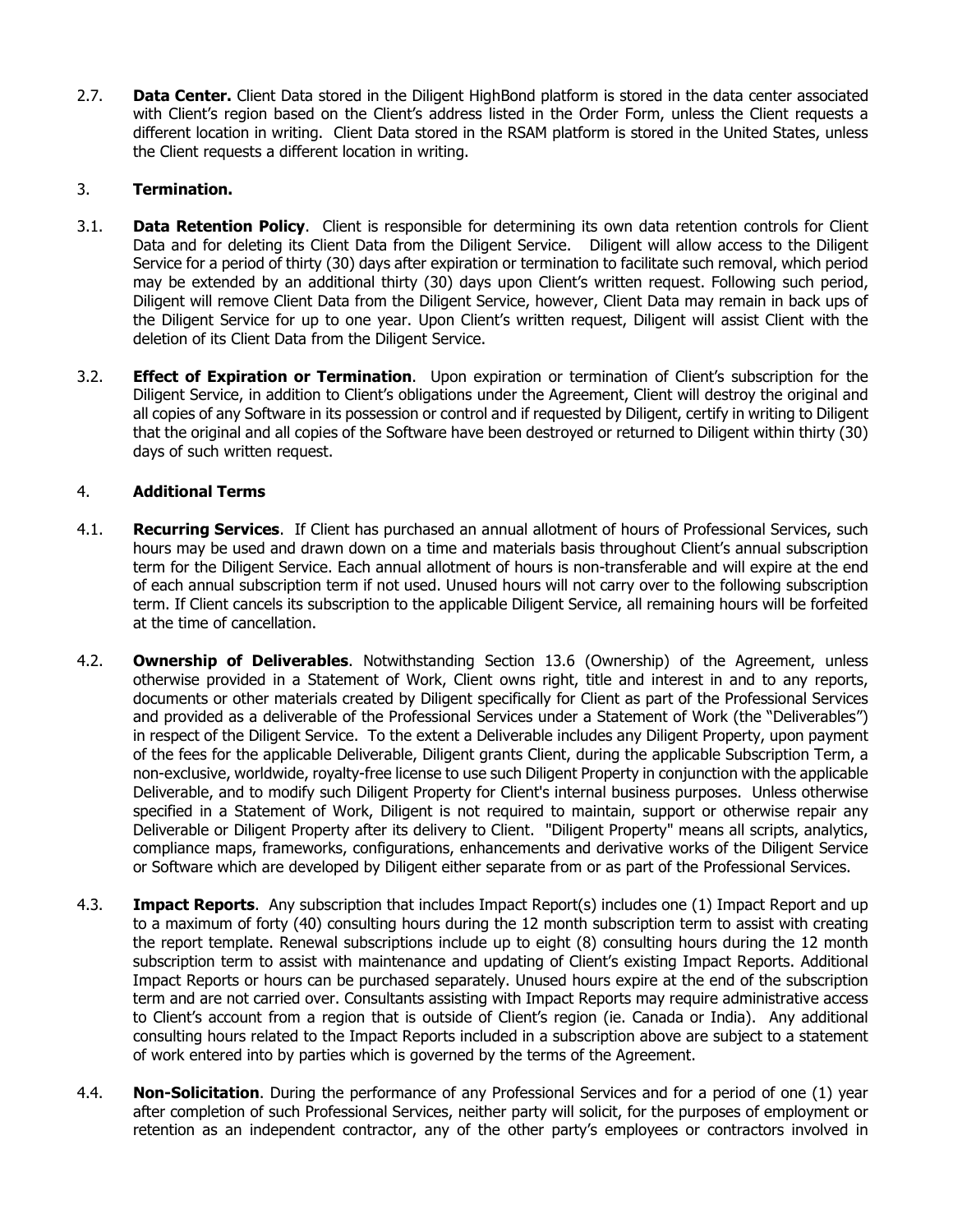2.7. **Data Center.** Client Data stored in the Diligent HighBond platform is stored in the data center associated with Client's region based on the Client's address listed in the Order Form, unless the Client requests a different location in writing. Client Data stored in the RSAM platform is stored in the United States, unless the Client requests a different location in writing.

## 3. Termination.

3.1. **Data Retention Policy**. Client is responsible for determining its own data retention controls for Client Data and for deleting its Client Data from the Diligent Service. Diligent will allow access to the Diligent Service for a period of thirty (30) days after expiration or termination to facilitate such removal, which period may be extended by an additional thirty (30) days upon Client's written request. Following such period, Diligent will remove Client Data from the Diligent Service, however, Client Data may remain in back ups of the Diligent Service for up to one year. Upon Client's written request, Diligent will assist Client with the deletion of its Client Data from the Diligent Service.

3.2. **Effect of Expiration or Termination**. Upon expiration or termination of Client's subscription for the Diligent Service, in addition to Client's obligations under the Agreement, Client will destroy the original and all copies of any Software in its possession or control and if requested by Diligent, certify in writing to Diligent that the original and all copies of the Software have been destroyed or returned to Diligent within thirty (30) days of such written request.

## 4. Additional Terms

4.1. **Recurring Services**. If Client has purchased an annual allotment of hours of Professional Services, such hours may be used and drawn down on a time and materials basis throughout Client's annual subscription term for the Diligent Service. Each annual allotment of hours is non-transferable and will expire at the end of each annual subscription term if not used. Unused hours will not carry over to the following subscription term. If Client cancels its subscription to the applicable Diligent Service, all remaining hours will be forfeited at the time of cancellation.

4.2. **Ownership of Deliverables**. Notwithstanding Section 13.6 (Ownership) of the Agreement, unless otherwise provided in a Statement of Work, Client owns right, title and interest in and to any reports, documents or other materials created by Diligent specifically for Client as part of the Professional Services and provided as a deliverable of the Professional Services under a Statement of Work (the "Deliverables") in respect of the Diligent Service. To the extent a Deliverable includes any Diligent Property, upon payment of the fees for the applicable Deliverable, Diligent grants Client, during the applicable Subscription Term, a non-exclusive, worldwide, royalty-free license to use such Diligent Property in conjunction with the applicable Deliverable, and to modify such Diligent Property for Client's internal business purposes. Unless otherwise specified in a Statement of Work, Diligent is not required to maintain, support or otherwise repair any Deliverable or Diligent Property after its delivery to Client. "Diligent Property" means all scripts, analytics, compliance maps, frameworks, configurations, enhancements and derivative works of the Diligent Service or Software which are developed by Diligent either separate from or as part of the Professional Services.

4.3. **Impact Reports**. Any subscription that includes Impact Report(s) includes one (1) Impact Report and up to a maximum of forty (40) consulting hours during the 12 month subscription term to assist with creating the report template. Renewal subscriptions include up to eight (8) consulting hours during the 12 month subscription term to assist with maintenance and updating of Client's existing Impact Reports. Additional Impact Reports or hours can be purchased separately. Unused hours expire at the end of the subscription term and are not carried over. Consultants assisting with Impact Reports may require administrative access to Client's account from a region that is outside of Client's region (ie. Canada or India). Any additional consulting hours related to the Impact Reports included in a subscription above are subject to a statement of work entered into by parties which is governed by the terms of the Agreement.

4.4. **Non-Solicitation**. During the performance of any Professional Services and for a period of one (1) year after completion of such Professional Services, neither party will solicit, for the purposes of employment or retention as an independent contractor, any of the other party's employees or contractors involved in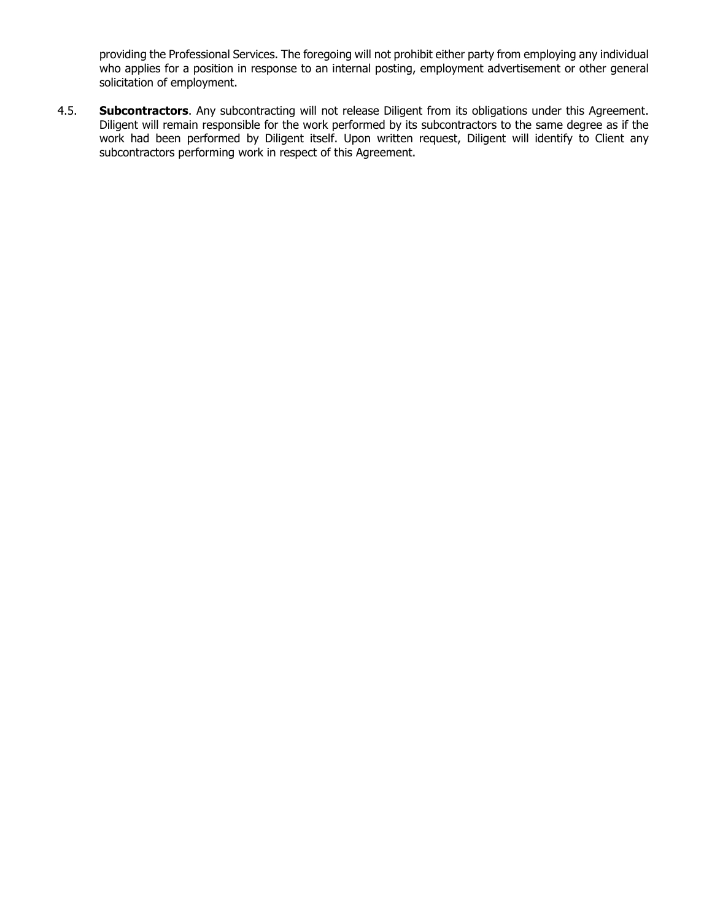providing the Professional Services. The foregoing will not prohibit either party from employing any individual who applies for a position in response to an internal posting, employment advertisement or other general solicitation of employment.

4.5. **Subcontractors**. Any subcontracting will not release Diligent from its obligations under this Agreement. Diligent will remain responsible for the work performed by its subcontractors to the same degree as if the work had been performed by Diligent itself. Upon written request, Diligent will identify to Client any subcontractors performing work in respect of this Agreement.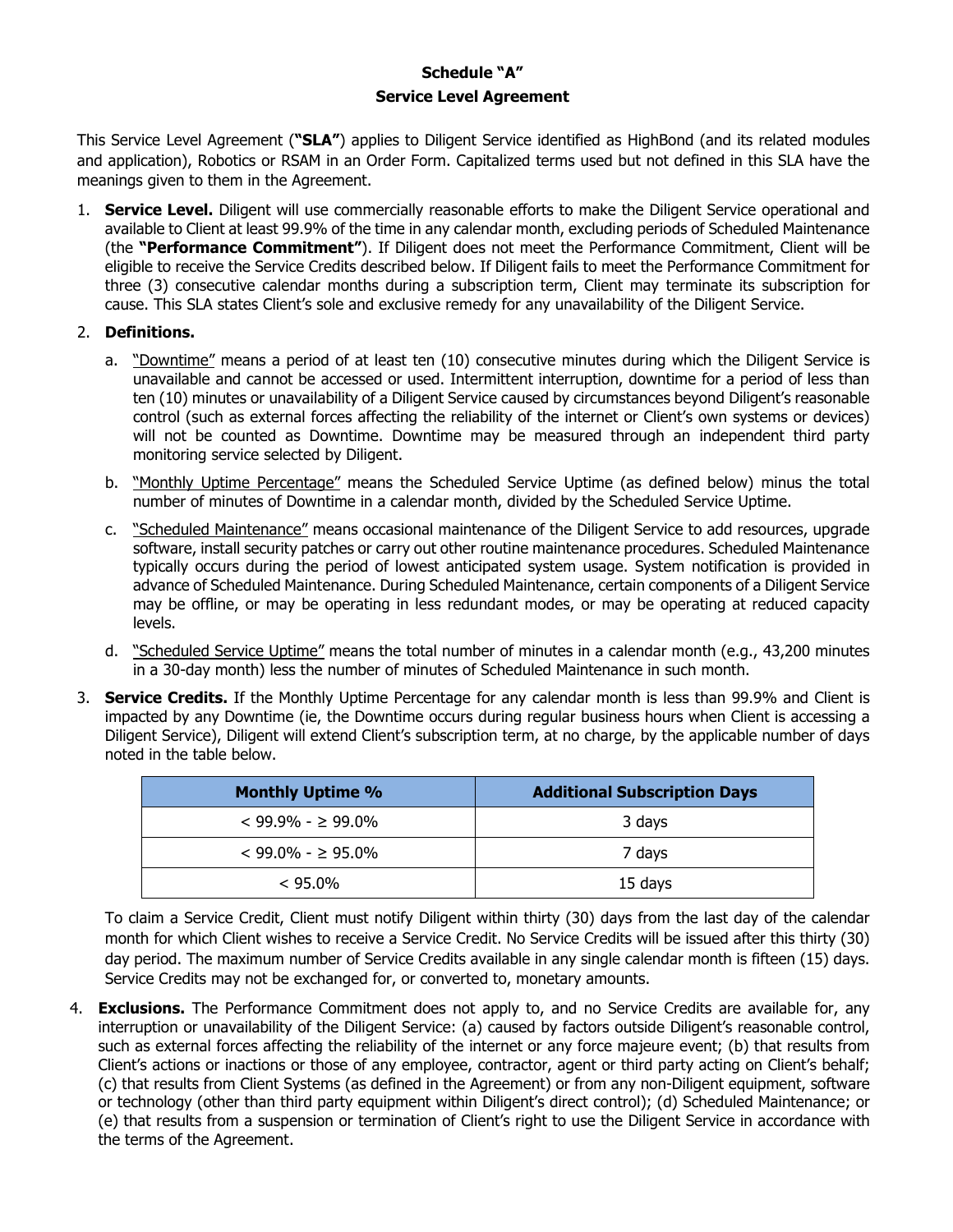# Schedule "A"
## Service Level Agreement

This Service Level Agreement (**"SLA"**) applies to Diligent Service identified as HighBond (and its related modules and application), Robotics or RSAM in an Order Form. Capitalized terms used but not defined in this SLA have the meanings given to them in the Agreement.

1. **Service Level.** Diligent will use commercially reasonable efforts to make the Diligent Service operational and available to Client at least 99.9% of the time in any calendar month, excluding periods of Scheduled Maintenance (the **"Performance Commitment"**). If Diligent does not meet the Performance Commitment, Client will be eligible to receive the Service Credits described below. If Diligent fails to meet the Performance Commitment for three (3) consecutive calendar months during a subscription term, Client may terminate its subscription for cause. This SLA states Client's sole and exclusive remedy for any unavailability of the Diligent Service.

2. **Definitions.**

   a. "Downtime" means a period of at least ten (10) consecutive minutes during which the Diligent Service is unavailable and cannot be accessed or used. Intermittent interruption, downtime for a period of less than ten (10) minutes or unavailability of a Diligent Service caused by circumstances beyond Diligent's reasonable control (such as external forces affecting the reliability of the internet or Client's own systems or devices) will not be counted as Downtime. Downtime may be measured through an independent third party monitoring service selected by Diligent.

   b. "Monthly Uptime Percentage" means the Scheduled Service Uptime (as defined below) minus the total number of minutes of Downtime in a calendar month, divided by the Scheduled Service Uptime.

   c. "Scheduled Maintenance" means occasional maintenance of the Diligent Service to add resources, upgrade software, install security patches or carry out other routine maintenance procedures. Scheduled Maintenance typically occurs during the period of lowest anticipated system usage. System notification is provided in advance of Scheduled Maintenance. During Scheduled Maintenance, certain components of a Diligent Service may be offline, or may be operating in less redundant modes, or may be operating at reduced capacity levels.

   d. "Scheduled Service Uptime" means the total number of minutes in a calendar month (e.g., 43,200 minutes in a 30-day month) less the number of minutes of Scheduled Maintenance in such month.

3. **Service Credits.** If the Monthly Uptime Percentage for any calendar month is less than 99.9% and Client is impacted by any Downtime (ie, the Downtime occurs during regular business hours when Client is accessing a Diligent Service), Diligent will extend Client's subscription term, at no charge, by the applicable number of days noted in the table below.

| Monthly Uptime % | Additional Subscription Days |
| --- | --- |
| < 99.9% - ≥ 99.0% | 3 days |
| < 99.0% - ≥ 95.0% | 7 days |
| < 95.0% | 15 days |

   To claim a Service Credit, Client must notify Diligent within thirty (30) days from the last day of the calendar month for which Client wishes to receive a Service Credit. No Service Credits will be issued after this thirty (30) day period. The maximum number of Service Credits available in any single calendar month is fifteen (15) days. Service Credits may not be exchanged for, or converted to, monetary amounts.

4. **Exclusions.** The Performance Commitment does not apply to, and no Service Credits are available for, any interruption or unavailability of the Diligent Service: (a) caused by factors outside Diligent's reasonable control, such as external forces affecting the reliability of the internet or any force majeure event; (b) that results from Client's actions or inactions or those of any employee, contractor, agent or third party acting on Client's behalf; (c) that results from Client Systems (as defined in the Agreement) or from any non-Diligent equipment, software or technology (other than third party equipment within Diligent's direct control); (d) Scheduled Maintenance; or (e) that results from a suspension or termination of Client's right to use the Diligent Service in accordance with the terms of the Agreement.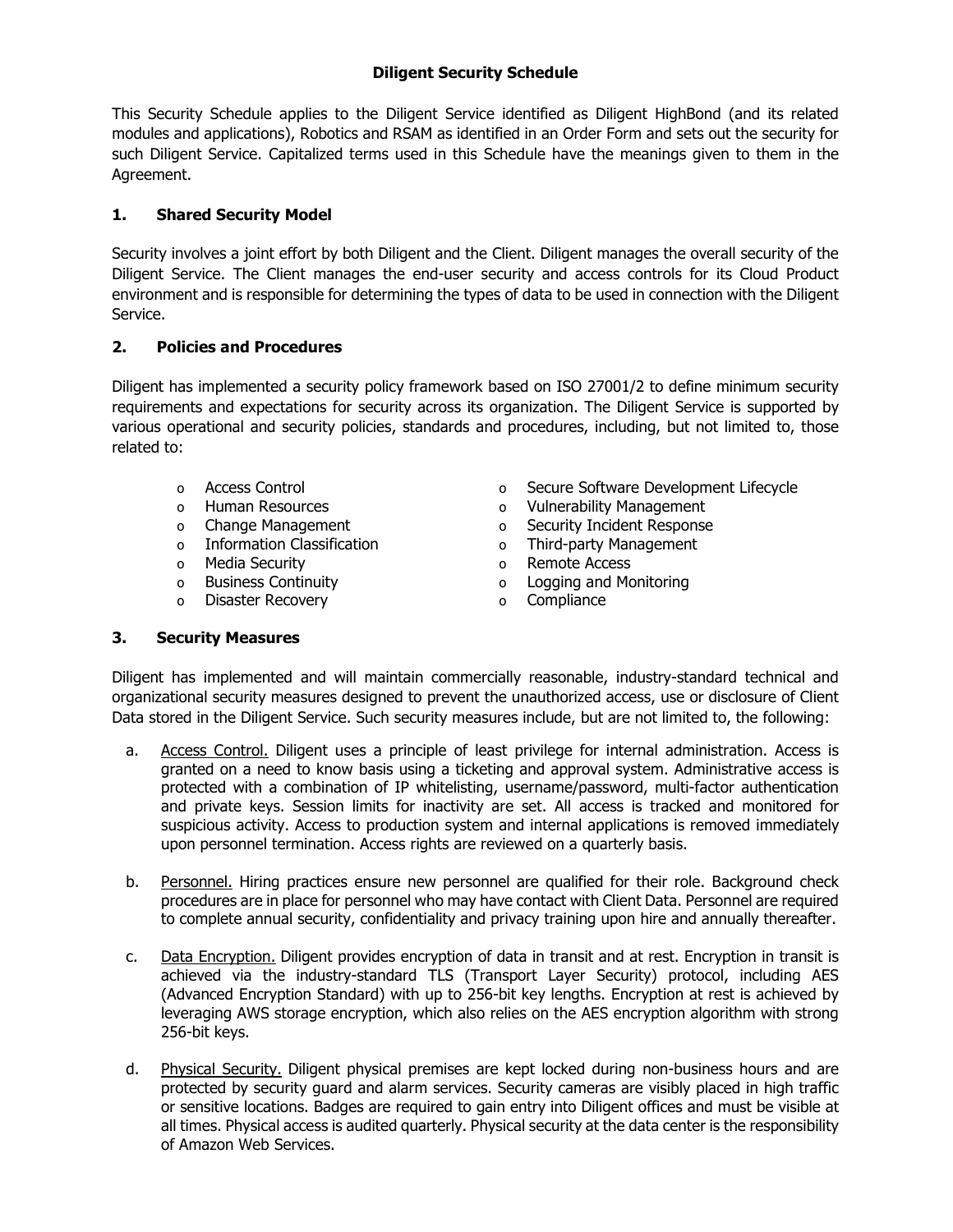# Diligent Security Schedule

This Security Schedule applies to the Diligent Service identified as Diligent HighBond (and its related modules and applications), Robotics and RSAM as identified in an Order Form and sets out the security for such Diligent Service. Capitalized terms used in this Schedule have the meanings given to them in the Agreement.

## 1. Shared Security Model

Security involves a joint effort by both Diligent and the Client. Diligent manages the overall security of the Diligent Service. The Client manages the end-user security and access controls for its Cloud Product environment and is responsible for determining the types of data to be used in connection with the Diligent Service.

## 2. Policies and Procedures

Diligent has implemented a security policy framework based on ISO 27001/2 to define minimum security requirements and expectations for security across its organization. The Diligent Service is supported by various operational and security policies, standards and procedures, including, but not limited to, those related to:

- Access Control
- Human Resources
- Change Management
- Information Classification
- Media Security
- Business Continuity
- Disaster Recovery
- Secure Software Development Lifecycle
- Vulnerability Management
- Security Incident Response
- Third-party Management
- Remote Access
- Logging and Monitoring
- Compliance

## 3. Security Measures

Diligent has implemented and will maintain commercially reasonable, industry-standard technical and organizational security measures designed to prevent the unauthorized access, use or disclosure of Client Data stored in the Diligent Service. Such security measures include, but are not limited to, the following:

a. Access Control. Diligent uses a principle of least privilege for internal administration. Access is granted on a need to know basis using a ticketing and approval system. Administrative access is protected with a combination of IP whitelisting, username/password, multi-factor authentication and private keys. Session limits for inactivity are set. All access is tracked and monitored for suspicious activity. Access to production system and internal applications is removed immediately upon personnel termination. Access rights are reviewed on a quarterly basis.

b. Personnel. Hiring practices ensure new personnel are qualified for their role. Background check procedures are in place for personnel who may have contact with Client Data. Personnel are required to complete annual security, confidentiality and privacy training upon hire and annually thereafter.

c. Data Encryption. Diligent provides encryption of data in transit and at rest. Encryption in transit is achieved via the industry-standard TLS (Transport Layer Security) protocol, including AES (Advanced Encryption Standard) with up to 256-bit key lengths. Encryption at rest is achieved by leveraging AWS storage encryption, which also relies on the AES encryption algorithm with strong 256-bit keys.

d. Physical Security. Diligent physical premises are kept locked during non-business hours and are protected by security guard and alarm services. Security cameras are visibly placed in high traffic or sensitive locations. Badges are required to gain entry into Diligent offices and must be visible at all times. Physical access is audited quarterly. Physical security at the data center is the responsibility of Amazon Web Services.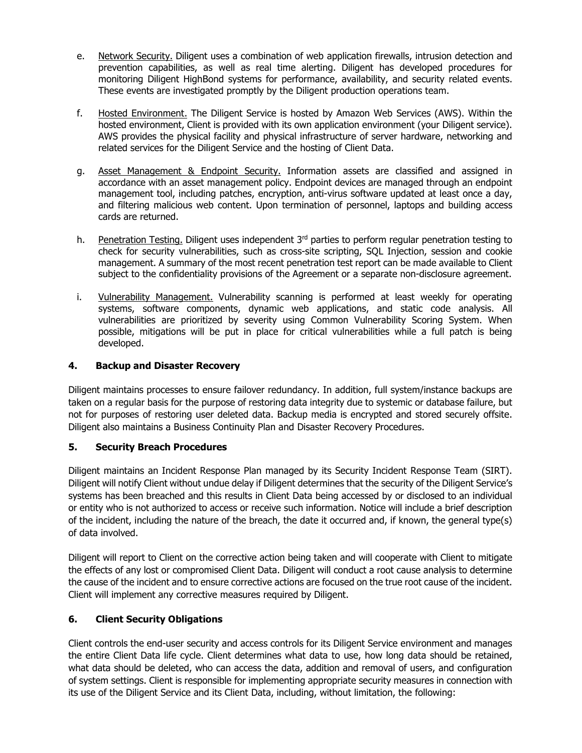e. Network Security. Diligent uses a combination of web application firewalls, intrusion detection and prevention capabilities, as well as real time alerting. Diligent has developed procedures for monitoring Diligent HighBond systems for performance, availability, and security related events. These events are investigated promptly by the Diligent production operations team.

f. Hosted Environment. The Diligent Service is hosted by Amazon Web Services (AWS). Within the hosted environment, Client is provided with its own application environment (your Diligent service). AWS provides the physical facility and physical infrastructure of server hardware, networking and related services for the Diligent Service and the hosting of Client Data.

g. Asset Management & Endpoint Security. Information assets are classified and assigned in accordance with an asset management policy. Endpoint devices are managed through an endpoint management tool, including patches, encryption, anti-virus software updated at least once a day, and filtering malicious web content. Upon termination of personnel, laptops and building access cards are returned.

h. Penetration Testing. Diligent uses independent 3rd parties to perform regular penetration testing to check for security vulnerabilities, such as cross-site scripting, SQL Injection, session and cookie management. A summary of the most recent penetration test report can be made available to Client subject to the confidentiality provisions of the Agreement or a separate non-disclosure agreement.

i. Vulnerability Management. Vulnerability scanning is performed at least weekly for operating systems, software components, dynamic web applications, and static code analysis. All vulnerabilities are prioritized by severity using Common Vulnerability Scoring System. When possible, mitigations will be put in place for critical vulnerabilities while a full patch is being developed.

## 4. Backup and Disaster Recovery

Diligent maintains processes to ensure failover redundancy. In addition, full system/instance backups are taken on a regular basis for the purpose of restoring data integrity due to systemic or database failure, but not for purposes of restoring user deleted data. Backup media is encrypted and stored securely offsite. Diligent also maintains a Business Continuity Plan and Disaster Recovery Procedures.

## 5. Security Breach Procedures

Diligent maintains an Incident Response Plan managed by its Security Incident Response Team (SIRT). Diligent will notify Client without undue delay if Diligent determines that the security of the Diligent Service's systems has been breached and this results in Client Data being accessed by or disclosed to an individual or entity who is not authorized to access or receive such information. Notice will include a brief description of the incident, including the nature of the breach, the date it occurred and, if known, the general type(s) of data involved.

Diligent will report to Client on the corrective action being taken and will cooperate with Client to mitigate the effects of any lost or compromised Client Data. Diligent will conduct a root cause analysis to determine the cause of the incident and to ensure corrective actions are focused on the true root cause of the incident. Client will implement any corrective measures required by Diligent.

## 6. Client Security Obligations

Client controls the end-user security and access controls for its Diligent Service environment and manages the entire Client Data life cycle. Client determines what data to use, how long data should be retained, what data should be deleted, who can access the data, addition and removal of users, and configuration of system settings. Client is responsible for implementing appropriate security measures in connection with its use of the Diligent Service and its Client Data, including, without limitation, the following: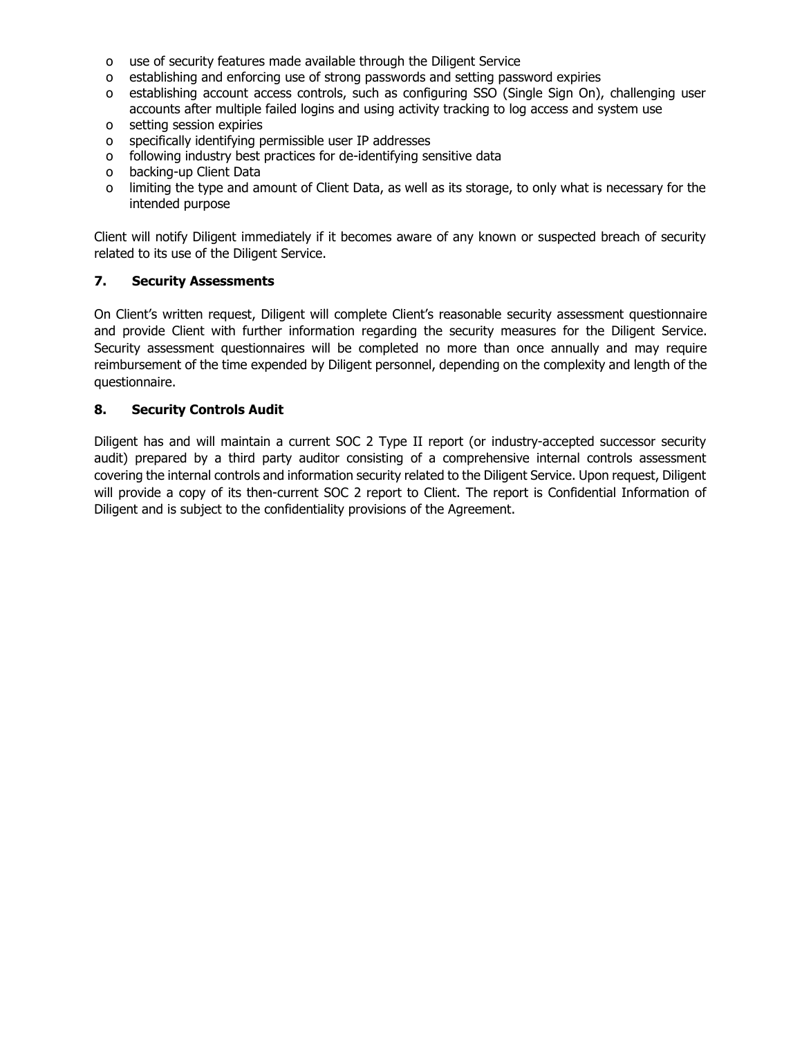- use of security features made available through the Diligent Service
- establishing and enforcing use of strong passwords and setting password expiries
- establishing account access controls, such as configuring SSO (Single Sign On), challenging user accounts after multiple failed logins and using activity tracking to log access and system use
- setting session expiries
- specifically identifying permissible user IP addresses
- following industry best practices for de-identifying sensitive data
- backing-up Client Data
- limiting the type and amount of Client Data, as well as its storage, to only what is necessary for the intended purpose

Client will notify Diligent immediately if it becomes aware of any known or suspected breach of security related to its use of the Diligent Service.

## 7. Security Assessments

On Client's written request, Diligent will complete Client's reasonable security assessment questionnaire and provide Client with further information regarding the security measures for the Diligent Service. Security assessment questionnaires will be completed no more than once annually and may require reimbursement of the time expended by Diligent personnel, depending on the complexity and length of the questionnaire.

## 8. Security Controls Audit

Diligent has and will maintain a current SOC 2 Type II report (or industry-accepted successor security audit) prepared by a third party auditor consisting of a comprehensive internal controls assessment covering the internal controls and information security related to the Diligent Service. Upon request, Diligent will provide a copy of its then-current SOC 2 report to Client. The report is Confidential Information of Diligent and is subject to the confidentiality provisions of the Agreement.